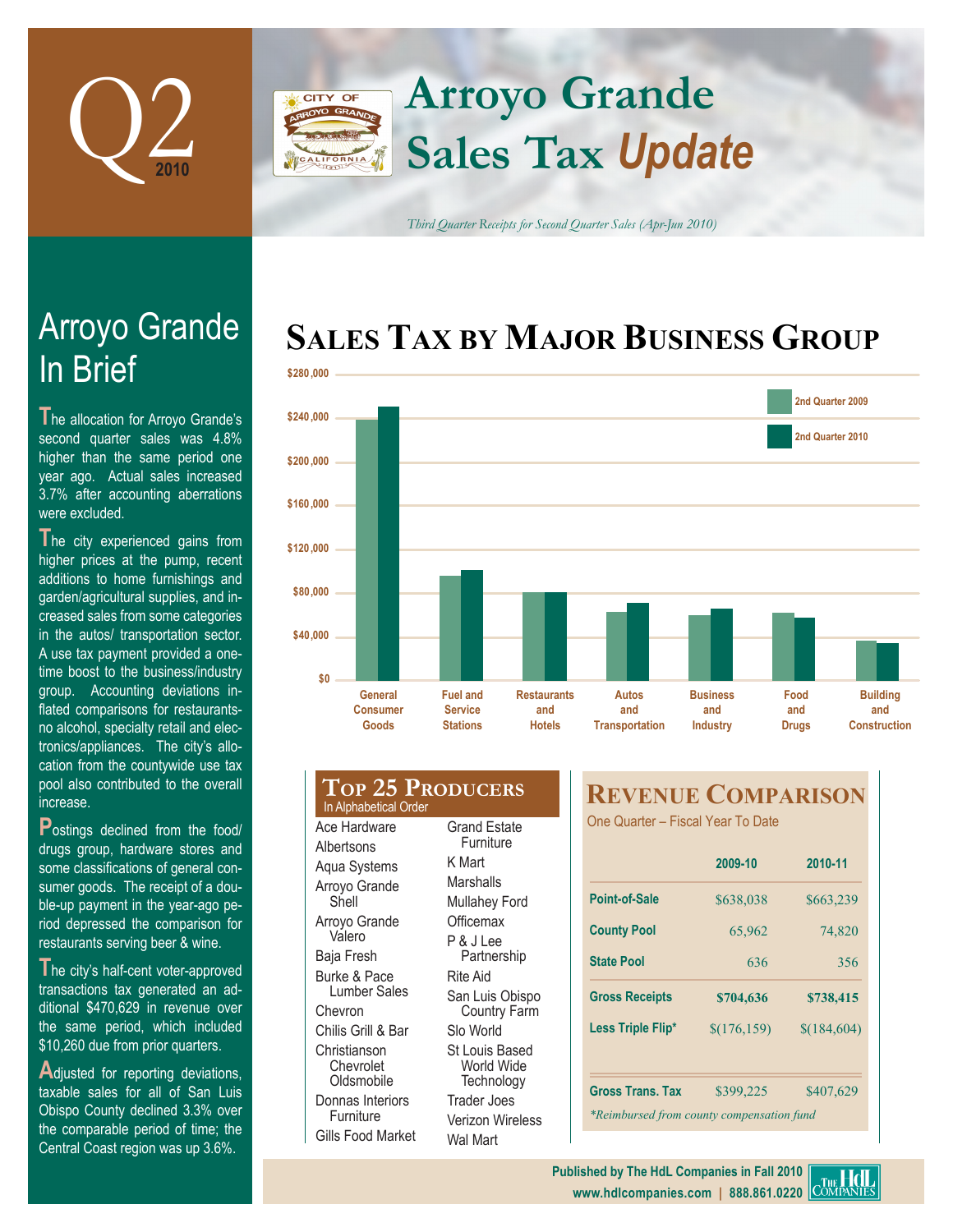# Q2 2010

# Arroyo Grande Sales Tax *Update*

*Third Quarter Receipts for Second Quarter Sales (Apr-Jun 2010)*

## Arroyo Grande In Brief

The allocation for Arroyo Grande's second quarter sales was 4.8% higher than the same period one year ago. Actual sales increased 3.7% after accounting aberrations were excluded.

The city experienced gains from higher prices at the pump, recent additions to home furnishings and garden/agricultural supplies, and increased sales from some categories in the autos/ transportation sector. A use tax payment provided a one-time boost to the business/industry group. Accounting deviations inflated comparisons for restaurants-no alcohol, specialty retail and electronics/appliances. The city's allocation from the countywide use tax pool also contributed to the overall increase.

Postings declined from the food/ drugs group, hardware stores and some classifications of general consumer goods. The receipt of a double-up payment in the year-ago period depressed the comparison for restaurants serving beer & wine.

The city's half-cent voter-approved transactions tax generated an additional $470,629 in revenue over the same period, which included $10,260 due from prior quarters.

Adjusted for reporting deviations, taxable sales for all of San Luis Obispo County declined 3.3% over the comparable period of time; the Central Coast region was up 3.6%.

## Sales Tax by Major Business Group

Bar chart comparing 2nd Quarter 2009 and 2nd Quarter 2010 ($0 to $280,000) for: General Consumer Goods; Fuel and Service Stations; Restaurants and Hotels; Autos and Transportation; Business and Industry; Food and Drugs; Building and Construction.

## Top 25 Producers

In Alphabetical Order

- Ace Hardware
- Albertsons
- Aqua Systems
- Arroyo Grande Shell
- Arroyo Grande Valero
- Baja Fresh
- Burke & Pace Lumber Sales
- Chevron
- Chilis Grill & Bar
- Christianson Chevrolet Oldsmobile
- Donnas Interiors Furniture
- Gills Food Market
- Grand Estate Furniture
- K Mart
- Marshalls
- Mullahey Ford
- Officemax
- P & J Lee Partnership
- Rite Aid
- San Luis Obispo Country Farm
- Slo World
- St Louis Based World Wide Technology
- Trader Joes
- Verizon Wireless
- Wal Mart

## Revenue Comparison

One Quarter – Fiscal Year To Date

| | 2009-10 | 2010-11 |
|---|---|---|
| Point-of-Sale | $638,038 | $663,239 |
| County Pool | 65,962 | 74,820 |
| State Pool | 636 | 356 |
| **Gross Receipts** | **$704,636** | **$738,415** |
| Less Triple Flip* | $(176,159) | $(184,604) |
| Gross Trans. Tax | $399,225 | $407,629 |

*Reimbursed from county compensation fund

Published by The HdL Companies in Fall 2010
www.hdlcompanies.com | 888.861.0220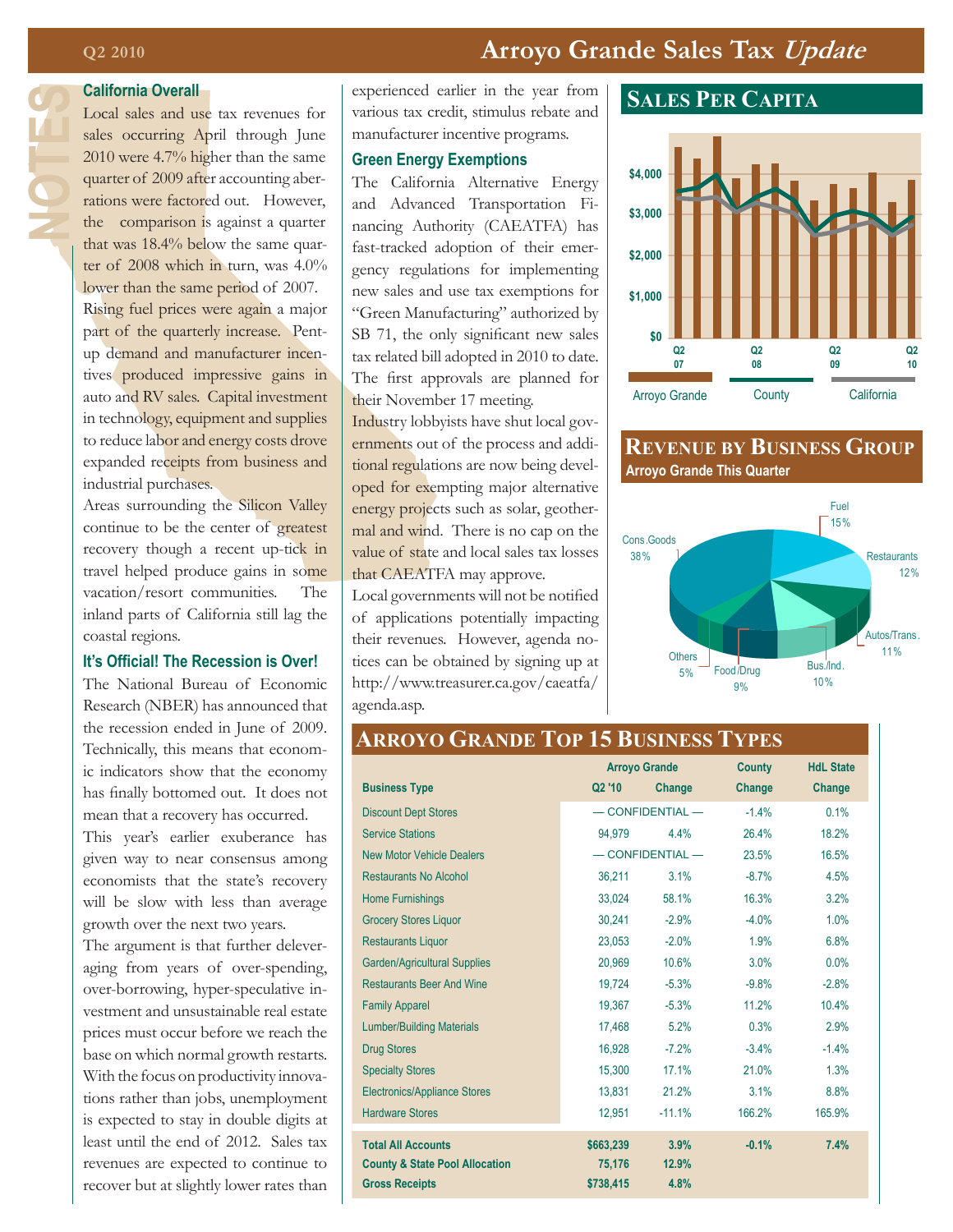# Arroyo Grande Sales Tax *Update*

Q2 2010

NOTES

### California Overall

Local sales and use tax revenues for sales occurring April through June 2010 were 4.7% higher than the same quarter of 2009 after accounting aberrations were factored out. However, the comparison is against a quarter that was 18.4% below the same quarter of 2008 which in turn, was 4.0% lower than the same period of 2007.

Rising fuel prices were again a major part of the quarterly increase. Pent-up demand and manufacturer incentives produced impressive gains in auto and RV sales. Capital investment in technology, equipment and supplies to reduce labor and energy costs drove expanded receipts from business and industrial purchases.

Areas surrounding the Silicon Valley continue to be the center of greatest recovery though a recent up-tick in travel helped produce gains in some vacation/resort communities. The inland parts of California still lag the coastal regions.

### It's Official! The Recession is Over!

The National Bureau of Economic Research (NBER) has announced that the recession ended in June of 2009. Technically, this means that economic indicators show that the economy has finally bottomed out. It does not mean that a recovery has occurred.

This year's earlier exuberance has given way to near consensus among economists that the state's recovery will be slow with less than average growth over the next two years.

The argument is that further deleveraging from years of over-spending, over-borrowing, hyper-speculative investment and unsustainable real estate prices must occur before we reach the base on which normal growth restarts. With the focus on productivity innovations rather than jobs, unemployment is expected to stay in double digits at least until the end of 2012. Sales tax revenues are expected to continue to recover but at slightly lower rates than experienced earlier in the year from various tax credit, stimulus rebate and manufacturer incentive programs.

### Green Energy Exemptions

The California Alternative Energy and Advanced Transportation Financing Authority (CAEATFA) has fast-tracked adoption of their emergency regulations for implementing new sales and use tax exemptions for "Green Manufacturing" authorized by SB 71, the only significant new sales tax related bill adopted in 2010 to date. The first approvals are planned for their November 17 meeting.

Industry lobbyists have shut local governments out of the process and additional regulations are now being developed for exempting major alternative energy projects such as solar, geothermal and wind. There is no cap on the value of state and local sales tax losses that CAEATFA may approve.

Local governments will not be notified of applications potentially impacting their revenues. However, agenda notices can be obtained by signing up at http://www.treasurer.ca.gov/caeatfa/agenda.asp.

## Sales Per Capita

$4,000
$3,000
$2,000
$1,000
$0
Q2 07
Q2 08
Q2 09
Q2 10
Arroyo Grande
County
California

## Revenue by Business Group

**Arroyo Grande This Quarter**

Fuel 15%
Restaurants 12%
Autos/Trans. 11%
Bus./Ind. 10%
Food/Drug 9%
Others 5%
Cons.Goods 38%

## Arroyo Grande Top 15 Business Types

| Business Type | Arroyo Grande Q2 '10 | Arroyo Grande Change | County Change | HdL State Change |
|---|---|---|---|---|
| Discount Dept Stores | — CONFIDENTIAL — | | -1.4% | 0.1% |
| Service Stations | 94,979 | 4.4% | 26.4% | 18.2% |
| New Motor Vehicle Dealers | — CONFIDENTIAL — | | 23.5% | 16.5% |
| Restaurants No Alcohol | 36,211 | 3.1% | -8.7% | 4.5% |
| Home Furnishings | 33,024 | 58.1% | 16.3% | 3.2% |
| Grocery Stores Liquor | 30,241 | -2.9% | -4.0% | 1.0% |
| Restaurants Liquor | 23,053 | -2.0% | 1.9% | 6.8% |
| Garden/Agricultural Supplies | 20,969 | 10.6% | 3.0% | 0.0% |
| Restaurants Beer And Wine | 19,724 | -5.3% | -9.8% | -2.8% |
| Family Apparel | 19,367 | -5.3% | 11.2% | 10.4% |
| Lumber/Building Materials | 17,468 | 5.2% | 0.3% | 2.9% |
| Drug Stores | 16,928 | -7.2% | -3.4% | -1.4% |
| Specialty Stores | 15,300 | 17.1% | 21.0% | 1.3% |
| Electronics/Appliance Stores | 13,831 | 21.2% | 3.1% | 8.8% |
| Hardware Stores | 12,951 | -11.1% | 166.2% | 165.9% |
| **Total All Accounts** | **$663,239** | **3.9%** | **-0.1%** | **7.4%** |
| **County & State Pool Allocation** | **75,176** | **12.9%** | | |
| **Gross Receipts** | **$738,415** | **4.8%** | | |